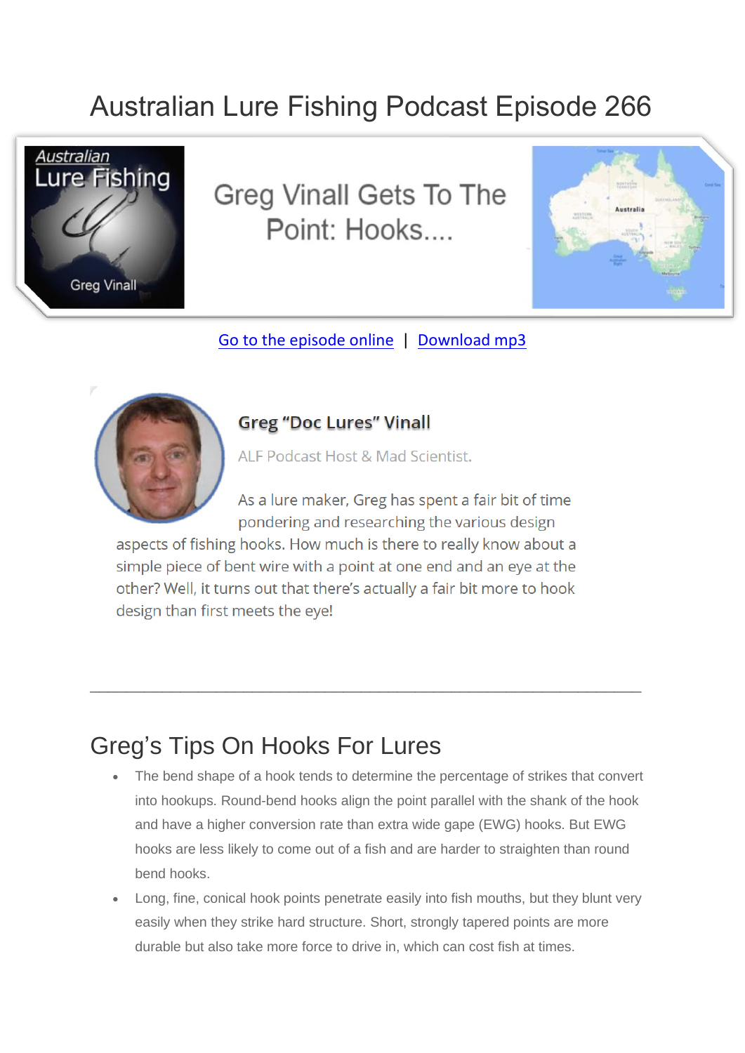# Australian Lure Fishing Podcast Episode 266

Greg Vinall Gets To The Point: Hooks....

Go to the episode online | Download mp3

**Greg "Doc Lures" Vinall**

ALF Podcast Host & Mad Scientist.

As a lure maker, Greg has spent a fair bit of time pondering and researching the various design aspects of fishing hooks. How much is there to really know about a simple piece of bent wire with a point at one end and an eye at the other? Well, it turns out that there's actually a fair bit more to hook design than first meets the eye!

---

## Greg's Tips On Hooks For Lures

- The bend shape of a hook tends to determine the percentage of strikes that convert into hookups. Round-bend hooks align the point parallel with the shank of the hook and have a higher conversion rate than extra wide gape (EWG) hooks. But EWG hooks are less likely to come out of a fish and are harder to straighten than round bend hooks.
- Long, fine, conical hook points penetrate easily into fish mouths, but they blunt very easily when they strike hard structure. Short, strongly tapered points are more durable but also take more force to drive in, which can cost fish at times.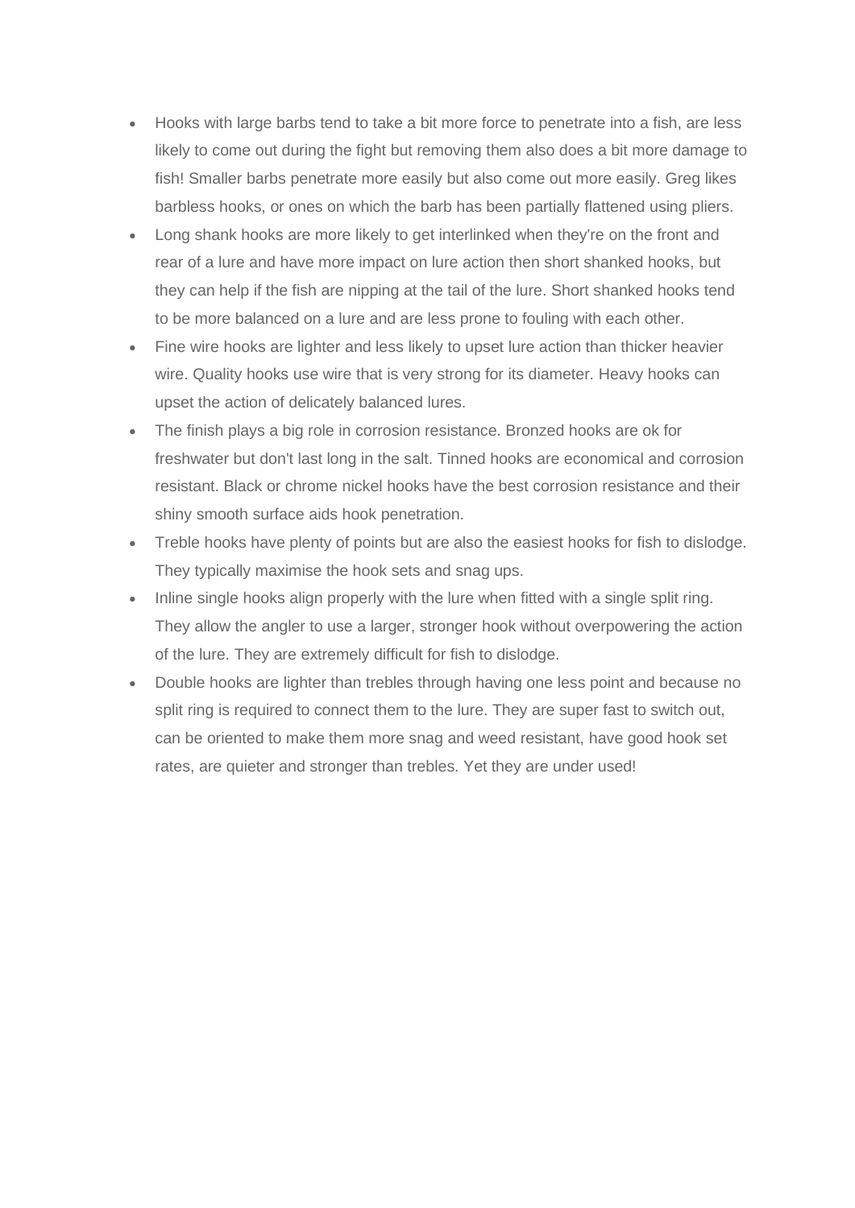- Hooks with large barbs tend to take a bit more force to penetrate into a fish, are less likely to come out during the fight but removing them also does a bit more damage to fish! Smaller barbs penetrate more easily but also come out more easily. Greg likes barbless hooks, or ones on which the barb has been partially flattened using pliers.
- Long shank hooks are more likely to get interlinked when they're on the front and rear of a lure and have more impact on lure action then short shanked hooks, but they can help if the fish are nipping at the tail of the lure. Short shanked hooks tend to be more balanced on a lure and are less prone to fouling with each other.
- Fine wire hooks are lighter and less likely to upset lure action than thicker heavier wire. Quality hooks use wire that is very strong for its diameter. Heavy hooks can upset the action of delicately balanced lures.
- The finish plays a big role in corrosion resistance. Bronzed hooks are ok for freshwater but don't last long in the salt. Tinned hooks are economical and corrosion resistant. Black or chrome nickel hooks have the best corrosion resistance and their shiny smooth surface aids hook penetration.
- Treble hooks have plenty of points but are also the easiest hooks for fish to dislodge. They typically maximise the hook sets and snag ups.
- Inline single hooks align properly with the lure when fitted with a single split ring. They allow the angler to use a larger, stronger hook without overpowering the action of the lure. They are extremely difficult for fish to dislodge.
- Double hooks are lighter than trebles through having one less point and because no split ring is required to connect them to the lure. They are super fast to switch out, can be oriented to make them more snag and weed resistant, have good hook set rates, are quieter and stronger than trebles. Yet they are under used!